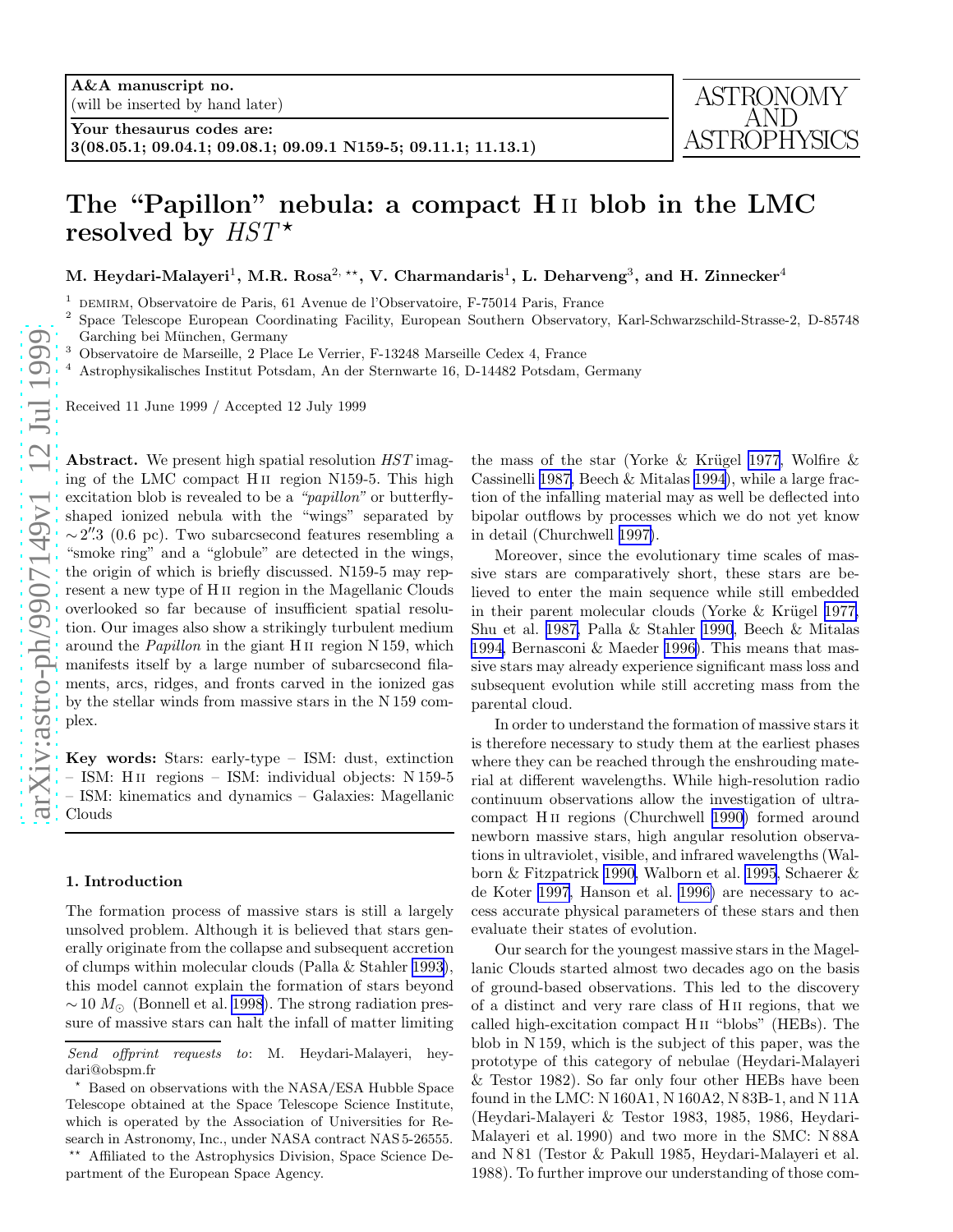A&A manuscript no.
(will be inserted by hand later)

Your thesaurus codes are:
3(08.05.1; 09.04.1; 09.08.1; 09.09.1 N159-5; 09.11.1; 11.13.1)

ASTRONOMY AND ASTROPHYSICS

# The "Papillon" nebula: a compact H II blob in the LMC resolved by *HST*[⋆]

**M. Heydari-Malayeri[1], M.R. Rosa[2,⋆⋆], V. Charmandaris[1], L. Deharveng[3], and H. Zinnecker[4]**

[1] DEMIRM, Observatoire de Paris, 61 Avenue de l'Observatoire, F-75014 Paris, France

[2] Space Telescope European Coordinating Facility, European Southern Observatory, Karl-Schwarzschild-Strasse-2, D-85748 Garching bei München, Germany

[3] Observatoire de Marseille, 2 Place Le Verrier, F-13248 Marseille Cedex 4, France

[4] Astrophysikalisches Institut Potsdam, An der Sternwarte 16, D-14482 Potsdam, Germany

Received 11 June 1999 / Accepted 12 July 1999

**Abstract.** We present high spatial resolution *HST* imaging of the LMC compact H II region N159-5. This high excitation blob is revealed to be a *"papillon"* or butterfly-shaped ionized nebula with the "wings" separated by $\sim 2''.3$ (0.6 pc). Two subarcsecond features resembling a "smoke ring" and a "globule" are detected in the wings, the origin of which is briefly discussed. N159-5 may represent a new type of H II region in the Magellanic Clouds overlooked so far because of insufficient spatial resolution. Our images also show a strikingly turbulent medium around the *Papillon* in the giant H II region N 159, which manifests itself by a large number of subarcsecond filaments, arcs, ridges, and fronts carved in the ionized gas by the stellar winds from massive stars in the N 159 complex.

**Key words:** Stars: early-type – ISM: dust, extinction – ISM: H II regions – ISM: individual objects: N 159-5 – ISM: kinematics and dynamics – Galaxies: Magellanic Clouds

## 1. Introduction

The formation process of massive stars is still a largely unsolved problem. Although it is believed that stars generally originate from the collapse and subsequent accretion of clumps within molecular clouds (Palla & Stahler 1993), this model cannot explain the formation of stars beyond $\sim 10\,M_\odot$ (Bonnell et al. 1998). The strong radiation pressure of massive stars can halt the infall of matter limiting the mass of the star (Yorke & Krügel 1977, Wolfire & Cassinelli 1987, Beech & Mitalas 1994), while a large fraction of the infalling material may as well be deflected into bipolar outflows by processes which we do not yet know in detail (Churchwell 1997).

Moreover, since the evolutionary time scales of massive stars are comparatively short, these stars are believed to enter the main sequence while still embedded in their parent molecular clouds (Yorke & Krügel 1977, Shu et al. 1987, Palla & Stahler 1990, Beech & Mitalas 1994, Bernasconi & Maeder 1996). This means that massive stars may already experience significant mass loss and subsequent evolution while still accreting mass from the parental cloud.

In order to understand the formation of massive stars it is therefore necessary to study them at the earliest phases where they can be reached through the enshrouding material at different wavelengths. While high-resolution radio continuum observations allow the investigation of ultracompact H II regions (Churchwell 1990) formed around newborn massive stars, high angular resolution observations in ultraviolet, visible, and infrared wavelengths (Walborn & Fitzpatrick 1990, Walborn et al. 1995, Schaerer & de Koter 1997, Hanson et al. 1996) are necessary to access accurate physical parameters of these stars and then evaluate their states of evolution.

Our search for the youngest massive stars in the Magellanic Clouds started almost two decades ago on the basis of ground-based observations. This led to the discovery of a distinct and very rare class of H II regions, that we called high-excitation compact H II "blobs" (HEBs). The blob in N 159, which is the subject of this paper, was the prototype of this category of nebulae (Heydari-Malayeri & Testor 1982). So far only four other HEBs have been found in the LMC: N 160A1, N 160A2, N 83B-1, and N 11A (Heydari-Malayeri & Testor 1983, 1985, 1986, Heydari-Malayeri et al. 1990) and two more in the SMC: N 88A and N 81 (Testor & Pakull 1985, Heydari-Malayeri et al. 1988). To further improve our understanding of those com-

---

*Send offprint requests to*: M. Heydari-Malayeri, heydari@obspm.fr

⋆ Based on observations with the NASA/ESA Hubble Space Telescope obtained at the Space Telescope Science Institute, which is operated by the Association of Universities for Research in Astronomy, Inc., under NASA contract NAS 5-26555.

⋆⋆ Affiliated to the Astrophysics Division, Space Science Department of the European Space Agency.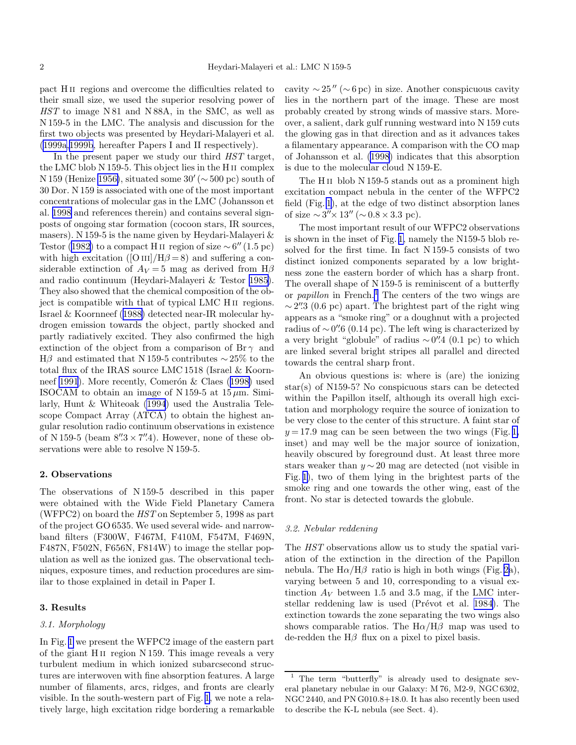pact H II regions and overcome the difficulties related to their small size, we used the superior resolving power of *HST* to image N 81 and N 88A, in the SMC, as well as N 159-5 in the LMC. The analysis and discussion for the first two objects was presented by Heydari-Malayeri et al. (1999a,1999b, hereafter Papers I and II respectively).

In the present paper we study our third *HST* target, the LMC blob N 159-5. This object lies in the H II complex N 159 (Henize 1956), situated some $30'$ ($\sim 500$ pc) south of 30 Dor. N 159 is associated with one of the most important concentrations of molecular gas in the LMC (Johansson et al. 1998 and references therein) and contains several signposts of ongoing star formation (cocoon stars, IR sources, masers). N 159-5 is the name given by Heydari-Malayeri & Testor (1982) to a compact H II region of size $\sim 6''$ (1.5 pc) with high excitation ([O III]/H$\beta = 8$) and suffering a considerable extinction of $A_V = 5$ mag as derived from H$\beta$ and radio continuum (Heydari-Malayeri & Testor 1985). They also showed that the chemical composition of the object is compatible with that of typical LMC H II regions. Israel & Koornneef (1988) detected near-IR molecular hydrogen emission towards the object, partly shocked and partly radiatively excited. They also confirmed the high extinction of the object from a comparison of Br$\gamma$ and H$\beta$ and estimated that N 159-5 contributes $\sim 25\%$ to the total flux of the IRAS source LMC 1518 (Israel & Koornneef 1991). More recently, Comerón & Claes (1998) used ISOCAM to obtain an image of N 159-5 at 15 $\mu$m. Similarly, Hunt & Whiteoak (1994) used the Australia Telescope Compact Array (ATCA) to obtain the highest angular resolution radio continuum observations in existence of N 159-5 (beam $8''.3 \times 7''.4$). However, none of these observations were able to resolve N 159-5.

## 2. Observations

The observations of N 159-5 described in this paper were obtained with the Wide Field Planetary Camera (WFPC2) on board the *HST* on September 5, 1998 as part of the project GO 6535. We used several wide- and narrowband filters (F300W, F467M, F410M, F547M, F469N, F487N, F502N, F656N, F814W) to image the stellar population as well as the ionized gas. The observational techniques, exposure times, and reduction procedures are similar to those explained in detail in Paper I.

## 3. Results

### 3.1. Morphology

In Fig. 1 we present the WFPC2 image of the eastern part of the giant H II region N 159. This image reveals a very turbulent medium in which ionized subarcsecond structures are interwoven with fine absorption features. A large number of filaments, arcs, ridges, and fronts are clearly visible. In the south-western part of Fig. 1, we note a relatively large, high excitation ridge bordering a remarkable cavity $\sim 25''$ ($\sim 6$ pc) in size. Another conspicuous cavity lies in the northern part of the image. These are most probably created by strong winds of massive stars. Moreover, a salient, dark gulf running westward into N 159 cuts the glowing gas in that direction and as it advances takes a filamentary appearance. A comparison with the CO map of Johansson et al. (1998) indicates that this absorption is due to the molecular cloud N 159-E.

The H II blob N 159-5 stands out as a prominent high excitation compact nebula in the center of the WFPC2 field (Fig. 1), at the edge of two distinct absorption lanes of size $\sim 3'' \times 13''$ ($\sim 0.8 \times 3.3$ pc).

The most important result of our WFPC2 observations is shown in the inset of Fig. 1, namely the N159-5 blob resolved for the first time. In fact N 159-5 consists of two distinct ionized components separated by a low brightness zone the eastern border of which has a sharp front. The overall shape of N 159-5 is reminiscent of a butterfly or *papillon* in French.[1] The centers of the two wings are $\sim 2''.3$ (0.6 pc) apart. The brightest part of the right wing appears as a "smoke ring" or a doughnut with a projected radius of $\sim 0''.6$ (0.14 pc). The left wing is characterized by a very bright "globule" of radius $\sim 0''.4$ (0.1 pc) to which are linked several bright stripes all parallel and directed towards the central sharp front.

An obvious questions is: where is (are) the ionizing star(s) of N159-5? No conspicuous stars can be detected within the Papillon itself, although its overall high excitation and morphology require the source of ionization to be very close to the center of this structure. A faint star of $y = 17.9$ mag can be seen between the two wings (Fig. 1, inset) and may well be the major source of ionization, heavily obscured by foreground dust. At least three more stars weaker than $y \sim 20$ mag are detected (not visible in Fig. 1), two of them lying in the brightest parts of the smoke ring and one towards the other wing, east of the front. No star is detected towards the globule.

### 3.2. Nebular reddening

The *HST* observations allow us to study the spatial variation of the extinction in the direction of the Papillon nebula. The H$\alpha$/H$\beta$ ratio is high in both wings (Fig. 2a), varying between 5 and 10, corresponding to a visual extinction $A_V$ between 1.5 and 3.5 mag, if the LMC interstellar reddening law is used (Prévot et al. 1984). The extinction towards the zone separating the two wings also shows comparable ratios. The H$\alpha$/H$\beta$ map was used to de-redden the H$\beta$ flux on a pixel to pixel basis.

[1] The term "butterfly" is already used to designate several planetary nebulae in our Galaxy: M 76, M2-9, NGC 6302, NGC 2440, and PN G010.8+18.0. It has also recently been used to describe the K-L nebula (see Sect. 4).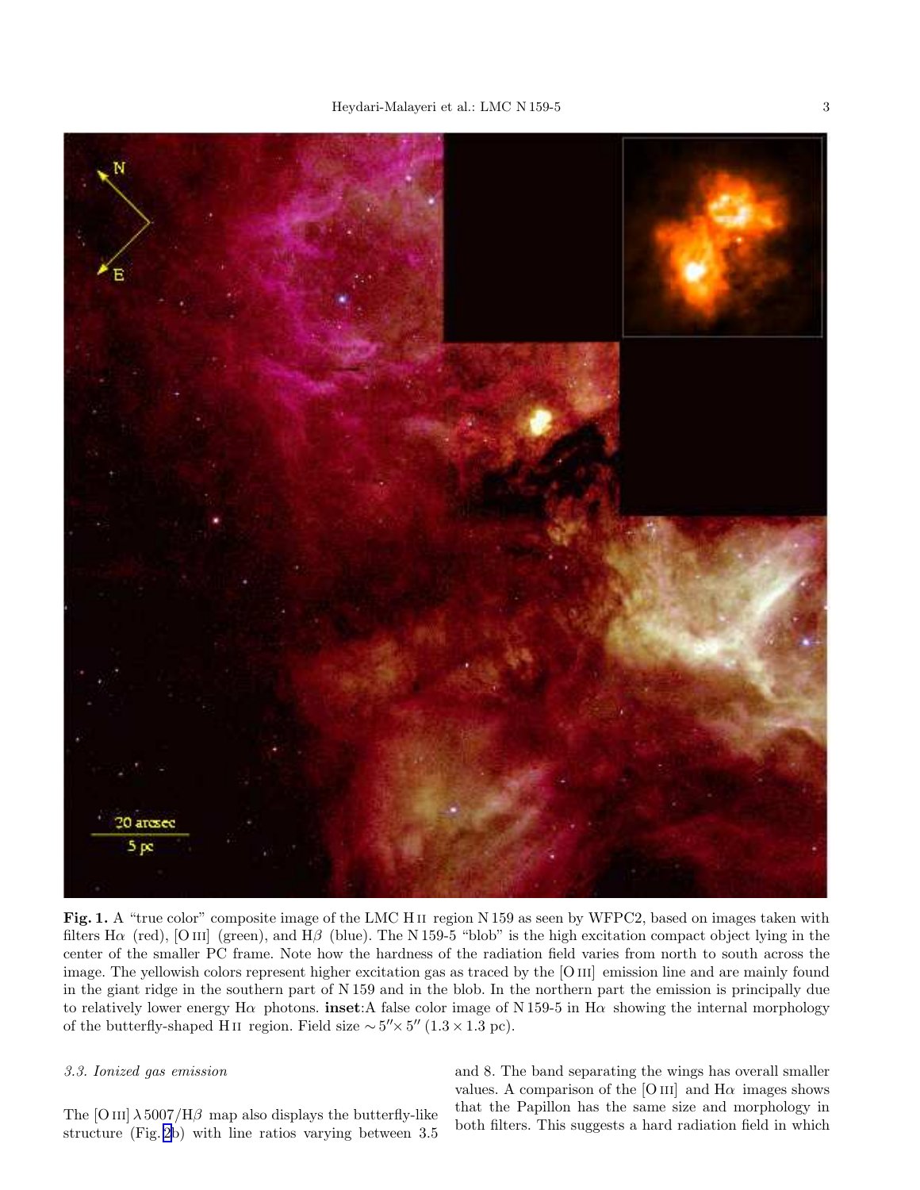**Fig. 1.** A "true color" composite image of the LMC H II region N 159 as seen by WFPC2, based on images taken with filters Hα (red), [O III] (green), and Hβ (blue). The N 159-5 "blob" is the high excitation compact object lying in the center of the smaller PC frame. Note how the hardness of the radiation field varies from north to south across the image. The yellowish colors represent higher excitation gas as traced by the [O III] emission line and are mainly found in the giant ridge in the southern part of N 159 and in the blob. In the northern part the emission is principally due to relatively lower energy Hα photons. **inset**:A false color image of N 159-5 in Hα showing the internal morphology of the butterfly-shaped H II region. Field size $\sim 5'' \times 5''$ ($1.3 \times 1.3$ pc).

### *3.3. Ionized gas emission*

The [O III] λ 5007/Hβ map also displays the butterfly-like structure (Fig. 2b) with line ratios varying between 3.5 and 8. The band separating the wings has overall smaller values. A comparison of the [O III] and Hα images shows that the Papillon has the same size and morphology in both filters. This suggests a hard radiation field in which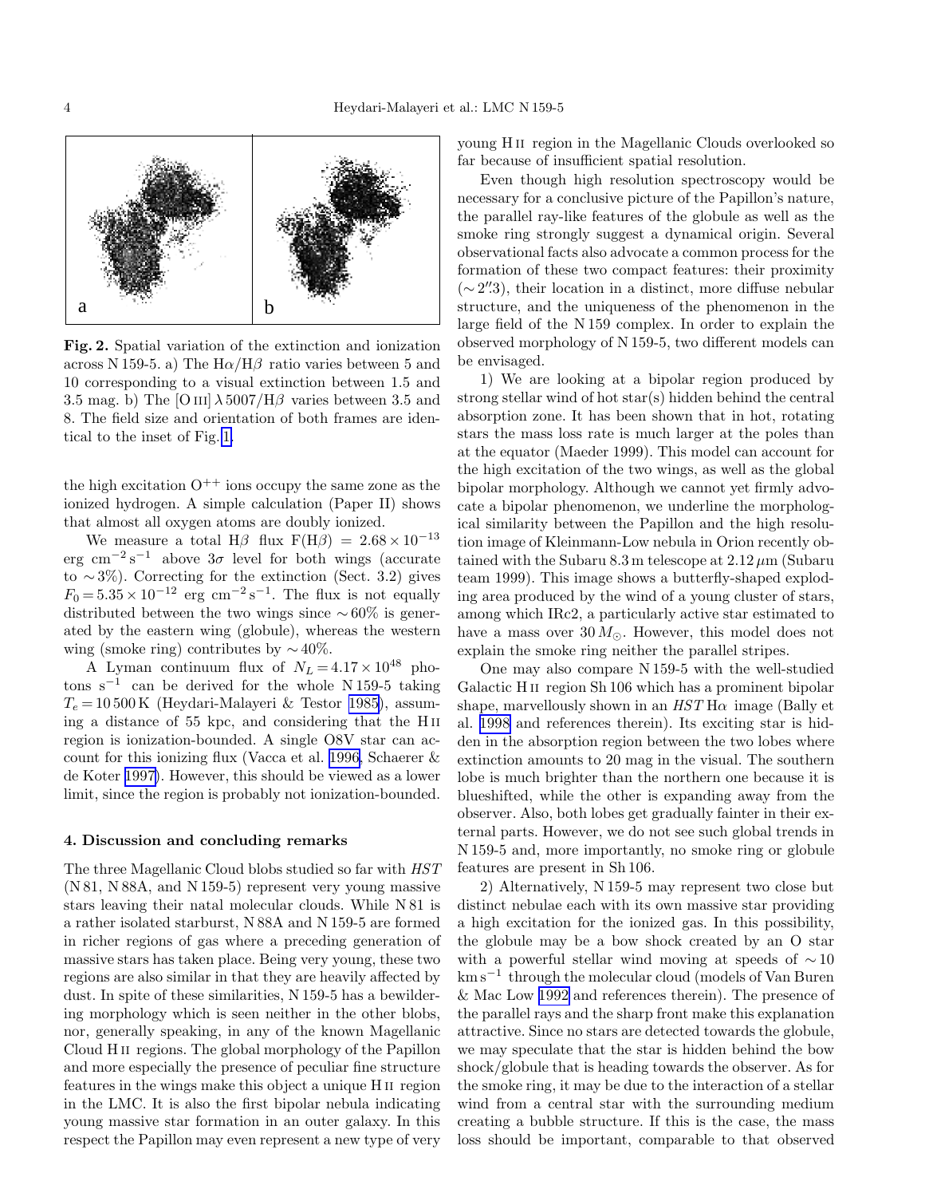**Fig. 2.** Spatial variation of the extinction and ionization across N 159-5. a) The H$\alpha$/H$\beta$ ratio varies between 5 and 10 corresponding to a visual extinction between 1.5 and 3.5 mag. b) The [O III] $\lambda$ 5007/H$\beta$ varies between 3.5 and 8. The field size and orientation of both frames are identical to the inset of Fig. 1.

the high excitation $O^{++}$ ions occupy the same zone as the ionized hydrogen. A simple calculation (Paper II) shows that almost all oxygen atoms are doubly ionized.

We measure a total H$\beta$ flux F(H$\beta$) $= 2.68 \times 10^{-13}$ erg cm$^{-2}$ s$^{-1}$ above 3$\sigma$ level for both wings (accurate to $\sim$3%). Correcting for the extinction (Sect. 3.2) gives $F_0 = 5.35 \times 10^{-12}$ erg cm$^{-2}$ s$^{-1}$. The flux is not equally distributed between the two wings since $\sim$60% is generated by the eastern wing (globule), whereas the western wing (smoke ring) contributes by $\sim$40%.

A Lyman continuum flux of $N_L = 4.17 \times 10^{48}$ photons s$^{-1}$ can be derived for the whole N 159-5 taking $T_e = 10\,500$ K (Heydari-Malayeri & Testor 1985), assuming a distance of 55 kpc, and considering that the H II region is ionization-bounded. A single O8V star can account for this ionizing flux (Vacca et al. 1996, Schaerer & de Koter 1997). However, this should be viewed as a lower limit, since the region is probably not ionization-bounded.

#### 4. Discussion and concluding remarks

The three Magellanic Cloud blobs studied so far with *HST* (N 81, N 88A, and N 159-5) represent very young massive stars leaving their natal molecular clouds. While N 81 is a rather isolated starburst, N 88A and N 159-5 are formed in richer regions of gas where a preceding generation of massive stars has taken place. Being very young, these two regions are also similar in that they are heavily affected by dust. In spite of these similarities, N 159-5 has a bewildering morphology which is seen neither in the other blobs, nor, generally speaking, in any of the known Magellanic Cloud H II regions. The global morphology of the Papillon and more especially the presence of peculiar fine structure features in the wings make this object a unique H II region in the LMC. It is also the first bipolar nebula indicating young massive star formation in an outer galaxy. In this respect the Papillon may even represent a new type of very young H II region in the Magellanic Clouds overlooked so far because of insufficient spatial resolution.

Even though high resolution spectroscopy would be necessary for a conclusive picture of the Papillon's nature, the parallel ray-like features of the globule as well as the smoke ring strongly suggest a dynamical origin. Several observational facts also advocate a common process for the formation of these two compact features: their proximity ($\sim 2''.3$), their location in a distinct, more diffuse nebular structure, and the uniqueness of the phenomenon in the large field of the N 159 complex. In order to explain the observed morphology of N 159-5, two different models can be envisaged.

1) We are looking at a bipolar region produced by strong stellar wind of hot star(s) hidden behind the central absorption zone. It has been shown that in hot, rotating stars the mass loss rate is much larger at the poles than at the equator (Maeder 1999). This model can account for the high excitation of the two wings, as well as the global bipolar morphology. Although we cannot yet firmly advocate a bipolar phenomenon, we underline the morphological similarity between the Papillon and the high resolution image of Kleinmann-Low nebula in Orion recently obtained with the Subaru 8.3 m telescope at 2.12 $\mu$m (Subaru team 1999). This image shows a butterfly-shaped exploding area produced by the wind of a young cluster of stars, among which IRc2, a particularly active star estimated to have a mass over 30 $M_\odot$. However, this model does not explain the smoke ring neither the parallel stripes.

One may also compare N 159-5 with the well-studied Galactic H II region Sh 106 which has a prominent bipolar shape, marvellously shown in an *HST* H$\alpha$ image (Bally et al. 1998 and references therein). Its exciting star is hidden in the absorption region between the two lobes where extinction amounts to 20 mag in the visual. The southern lobe is much brighter than the northern one because it is blueshifted, while the other is expanding away from the observer. Also, both lobes get gradually fainter in their external parts. However, we do not see such global trends in N 159-5 and, more importantly, no smoke ring or globule features are present in Sh 106.

2) Alternatively, N 159-5 may represent two close but distinct nebulae each with its own massive star providing a high excitation for the ionized gas. In this possibility, the globule may be a bow shock created by an O star with a powerful stellar wind moving at speeds of $\sim$10 km s$^{-1}$ through the molecular cloud (models of Van Buren & Mac Low 1992 and references therein). The presence of the parallel rays and the sharp front make this explanation attractive. Since no stars are detected towards the globule, we may speculate that the star is hidden behind the bow shock/globule that is heading towards the observer. As for the smoke ring, it may be due to the interaction of a stellar wind from a central star with the surrounding medium creating a bubble structure. If this is the case, the mass loss should be important, comparable to that observed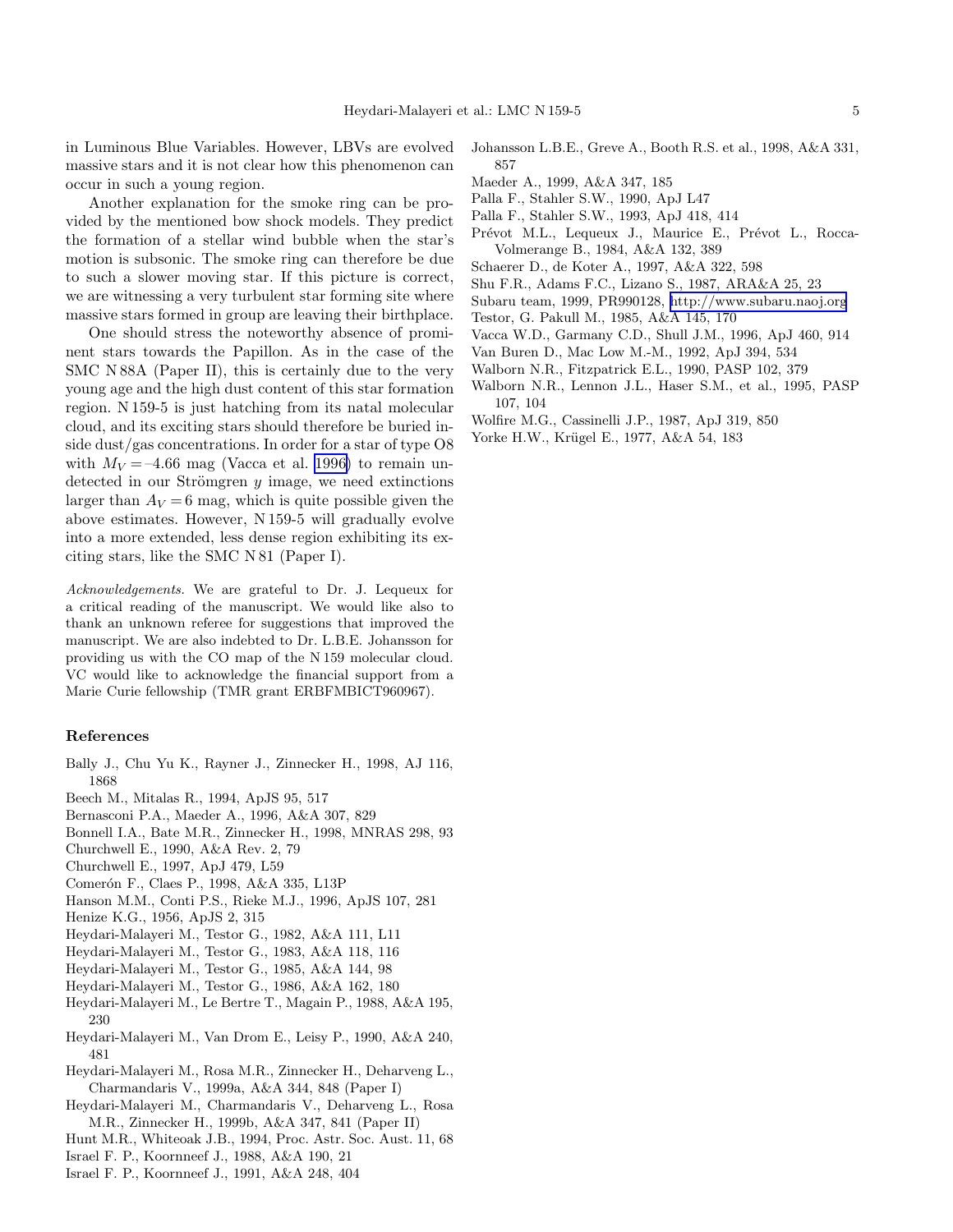in Luminous Blue Variables. However, LBVs are evolved massive stars and it is not clear how this phenomenon can occur in such a young region.

Another explanation for the smoke ring can be provided by the mentioned bow shock models. They predict the formation of a stellar wind bubble when the star's motion is subsonic. The smoke ring can therefore be due to such a slower moving star. If this picture is correct, we are witnessing a very turbulent star forming site where massive stars formed in group are leaving their birthplace.

One should stress the noteworthy absence of prominent stars towards the Papillon. As in the case of the SMC N 88A (Paper II), this is certainly due to the very young age and the high dust content of this star formation region. N 159-5 is just hatching from its natal molecular cloud, and its exciting stars should therefore be buried inside dust/gas concentrations. In order for a star of type O8 with $M_V = -4.66$ mag (Vacca et al. 1996) to remain undetected in our Strömgren $y$ image, we need extinctions larger than $A_V = 6$ mag, which is quite possible given the above estimates. However, N 159-5 will gradually evolve into a more extended, less dense region exhibiting its exciting stars, like the SMC N 81 (Paper I).

*Acknowledgements.* We are grateful to Dr. J. Lequeux for a critical reading of the manuscript. We would like also to thank an unknown referee for suggestions that improved the manuscript. We are also indebted to Dr. L.B.E. Johansson for providing us with the CO map of the N 159 molecular cloud. VC would like to acknowledge the financial support from a Marie Curie fellowship (TMR grant ERBFMBICT960967).

## References

- Bally J., Chu Yu K., Rayner J., Zinnecker H., 1998, AJ 116, 1868
- Beech M., Mitalas R., 1994, ApJS 95, 517
- Bernasconi P.A., Maeder A., 1996, A&A 307, 829
- Bonnell I.A., Bate M.R., Zinnecker H., 1998, MNRAS 298, 93
- Churchwell E., 1990, A&A Rev. 2, 79
- Churchwell E., 1997, ApJ 479, L59
- Comerón F., Claes P., 1998, A&A 335, L13P
- Hanson M.M., Conti P.S., Rieke M.J., 1996, ApJS 107, 281
- Henize K.G., 1956, ApJS 2, 315
- Heydari-Malayeri M., Testor G., 1982, A&A 111, L11
- Heydari-Malayeri M., Testor G., 1983, A&A 118, 116
- Heydari-Malayeri M., Testor G., 1985, A&A 144, 98
- Heydari-Malayeri M., Testor G., 1986, A&A 162, 180
- Heydari-Malayeri M., Le Bertre T., Magain P., 1988, A&A 195, 230
- Heydari-Malayeri M., Van Drom E., Leisy P., 1990, A&A 240, 481
- Heydari-Malayeri M., Rosa M.R., Zinnecker H., Deharveng L., Charmandaris V., 1999a, A&A 344, 848 (Paper I)
- Heydari-Malayeri M., Charmandaris V., Deharveng L., Rosa M.R., Zinnecker H., 1999b, A&A 347, 841 (Paper II)
- Hunt M.R., Whiteoak J.B., 1994, Proc. Astr. Soc. Aust. 11, 68
- Israel F. P., Koornneef J., 1988, A&A 190, 21
- Israel F. P., Koornneef J., 1991, A&A 248, 404
- Johansson L.B.E., Greve A., Booth R.S. et al., 1998, A&A 331, 857
- Maeder A., 1999, A&A 347, 185
- Palla F., Stahler S.W., 1990, ApJ L47
- Palla F., Stahler S.W., 1993, ApJ 418, 414
- Prévot M.L., Lequeux J., Maurice E., Prévot L., Rocca-Volmerange B., 1984, A&A 132, 389
- Schaerer D., de Koter A., 1997, A&A 322, 598
- Shu F.R., Adams F.C., Lizano S., 1987, ARA&A 25, 23
- Subaru team, 1999, PR990128, http://www.subaru.naoj.org
- Testor, G. Pakull M., 1985, A&A 145, 170
- Vacca W.D., Garmany C.D., Shull J.M., 1996, ApJ 460, 914
- Van Buren D., Mac Low M.-M., 1992, ApJ 394, 534
- Walborn N.R., Fitzpatrick E.L., 1990, PASP 102, 379
- Walborn N.R., Lennon J.L., Haser S.M., et al., 1995, PASP 107, 104
- Wolfire M.G., Cassinelli J.P., 1987, ApJ 319, 850
- Yorke H.W., Krügel E., 1977, A&A 54, 183